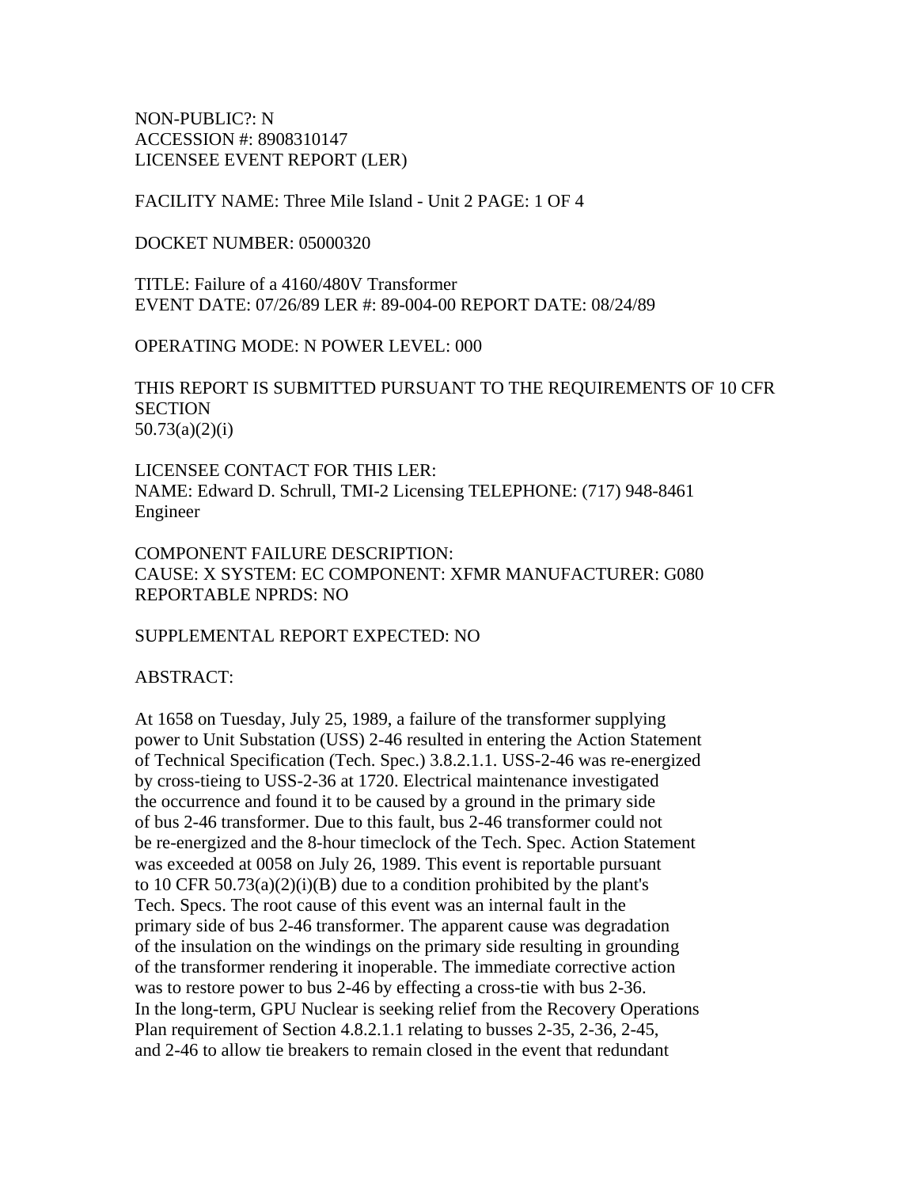NON-PUBLIC?: N
ACCESSION #: 8908310147
LICENSEE EVENT REPORT (LER)

FACILITY NAME: Three Mile Island - Unit 2 PAGE: 1 OF 4

DOCKET NUMBER: 05000320

TITLE: Failure of a 4160/480V Transformer
EVENT DATE: 07/26/89 LER #: 89-004-00 REPORT DATE: 08/24/89

OPERATING MODE: N POWER LEVEL: 000

THIS REPORT IS SUBMITTED PURSUANT TO THE REQUIREMENTS OF 10 CFR SECTION
50.73(a)(2)(i)

LICENSEE CONTACT FOR THIS LER:
NAME: Edward D. Schrull, TMI-2 Licensing TELEPHONE: (717) 948-8461
Engineer

COMPONENT FAILURE DESCRIPTION:
CAUSE: X SYSTEM: EC COMPONENT: XFMR MANUFACTURER: G080
REPORTABLE NPRDS: NO

SUPPLEMENTAL REPORT EXPECTED: NO

ABSTRACT:

At 1658 on Tuesday, July 25, 1989, a failure of the transformer supplying power to Unit Substation (USS) 2-46 resulted in entering the Action Statement of Technical Specification (Tech. Spec.) 3.8.2.1.1. USS-2-46 was re-energized by cross-tieing to USS-2-36 at 1720. Electrical maintenance investigated the occurrence and found it to be caused by a ground in the primary side of bus 2-46 transformer. Due to this fault, bus 2-46 transformer could not be re-energized and the 8-hour timeclock of the Tech. Spec. Action Statement was exceeded at 0058 on July 26, 1989. This event is reportable pursuant to 10 CFR 50.73(a)(2)(i)(B) due to a condition prohibited by the plant's Tech. Specs. The root cause of this event was an internal fault in the primary side of bus 2-46 transformer. The apparent cause was degradation of the insulation on the windings on the primary side resulting in grounding of the transformer rendering it inoperable. The immediate corrective action was to restore power to bus 2-46 by effecting a cross-tie with bus 2-36. In the long-term, GPU Nuclear is seeking relief from the Recovery Operations Plan requirement of Section 4.8.2.1.1 relating to busses 2-35, 2-36, 2-45, and 2-46 to allow tie breakers to remain closed in the event that redundant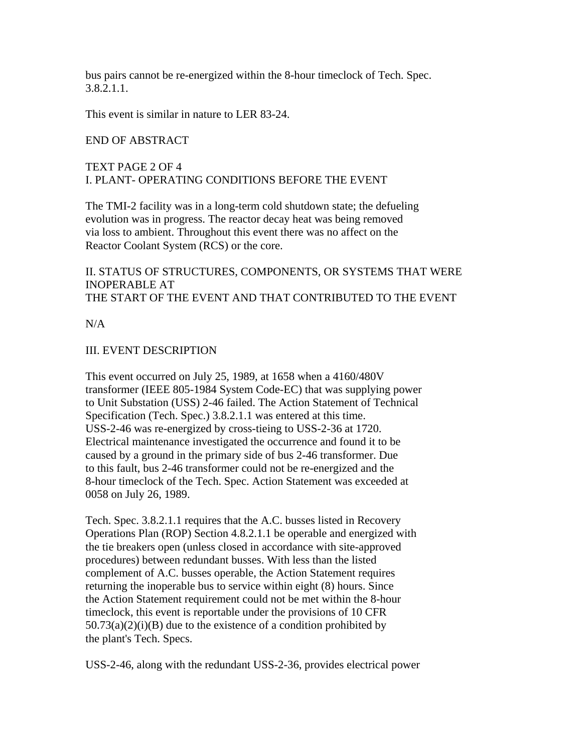bus pairs cannot be re-energized within the 8-hour timeclock of Tech. Spec. 3.8.2.1.1.

This event is similar in nature to LER 83-24.

END OF ABSTRACT

TEXT PAGE 2 OF 4

## I. PLANT- OPERATING CONDITIONS BEFORE THE EVENT

The TMI-2 facility was in a long-term cold shutdown state; the defueling evolution was in progress. The reactor decay heat was being removed via loss to ambient. Throughout this event there was no affect on the Reactor Coolant System (RCS) or the core.

## II. STATUS OF STRUCTURES, COMPONENTS, OR SYSTEMS THAT WERE INOPERABLE AT THE START OF THE EVENT AND THAT CONTRIBUTED TO THE EVENT

N/A

## III. EVENT DESCRIPTION

This event occurred on July 25, 1989, at 1658 when a 4160/480V transformer (IEEE 805-1984 System Code-EC) that was supplying power to Unit Substation (USS) 2-46 failed. The Action Statement of Technical Specification (Tech. Spec.) 3.8.2.1.1 was entered at this time. USS-2-46 was re-energized by cross-tieing to USS-2-36 at 1720. Electrical maintenance investigated the occurrence and found it to be caused by a ground in the primary side of bus 2-46 transformer. Due to this fault, bus 2-46 transformer could not be re-energized and the 8-hour timeclock of the Tech. Spec. Action Statement was exceeded at 0058 on July 26, 1989.

Tech. Spec. 3.8.2.1.1 requires that the A.C. busses listed in Recovery Operations Plan (ROP) Section 4.8.2.1.1 be operable and energized with the tie breakers open (unless closed in accordance with site-approved procedures) between redundant busses. With less than the listed complement of A.C. busses operable, the Action Statement requires returning the inoperable bus to service within eight (8) hours. Since the Action Statement requirement could not be met within the 8-hour timeclock, this event is reportable under the provisions of 10 CFR 50.73(a)(2)(i)(B) due to the existence of a condition prohibited by the plant's Tech. Specs.

USS-2-46, along with the redundant USS-2-36, provides electrical power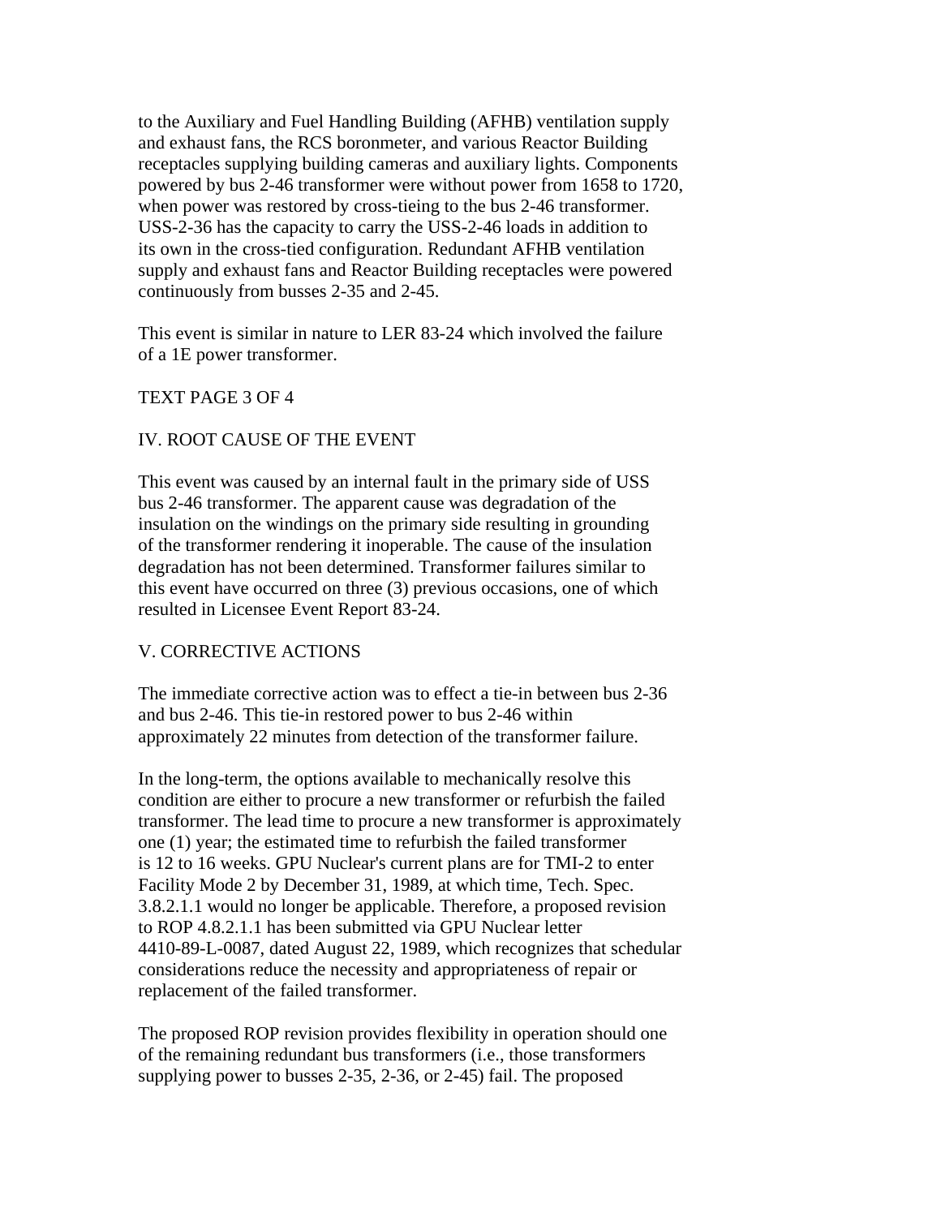to the Auxiliary and Fuel Handling Building (AFHB) ventilation supply and exhaust fans, the RCS boronometer, and various Reactor Building receptacles supplying building cameras and auxiliary lights. Components powered by bus 2-46 transformer were without power from 1658 to 1720, when power was restored by cross-tieing to the bus 2-46 transformer. USS-2-36 has the capacity to carry the USS-2-46 loads in addition to its own in the cross-tied configuration. Redundant AFHB ventilation supply and exhaust fans and Reactor Building receptacles were powered continuously from busses 2-35 and 2-45.

This event is similar in nature to LER 83-24 which involved the failure of a 1E power transformer.

TEXT PAGE 3 OF 4

## IV. ROOT CAUSE OF THE EVENT

This event was caused by an internal fault in the primary side of USS bus 2-46 transformer. The apparent cause was degradation of the insulation on the windings on the primary side resulting in grounding of the transformer rendering it inoperable. The cause of the insulation degradation has not been determined. Transformer failures similar to this event have occurred on three (3) previous occasions, one of which resulted in Licensee Event Report 83-24.

## V. CORRECTIVE ACTIONS

The immediate corrective action was to effect a tie-in between bus 2-36 and bus 2-46. This tie-in restored power to bus 2-46 within approximately 22 minutes from detection of the transformer failure.

In the long-term, the options available to mechanically resolve this condition are either to procure a new transformer or refurbish the failed transformer. The lead time to procure a new transformer is approximately one (1) year; the estimated time to refurbish the failed transformer is 12 to 16 weeks. GPU Nuclear's current plans are for TMI-2 to enter Facility Mode 2 by December 31, 1989, at which time, Tech. Spec. 3.8.2.1.1 would no longer be applicable. Therefore, a proposed revision to ROP 4.8.2.1.1 has been submitted via GPU Nuclear letter 4410-89-L-0087, dated August 22, 1989, which recognizes that schedular considerations reduce the necessity and appropriateness of repair or replacement of the failed transformer.

The proposed ROP revision provides flexibility in operation should one of the remaining redundant bus transformers (i.e., those transformers supplying power to busses 2-35, 2-36, or 2-45) fail. The proposed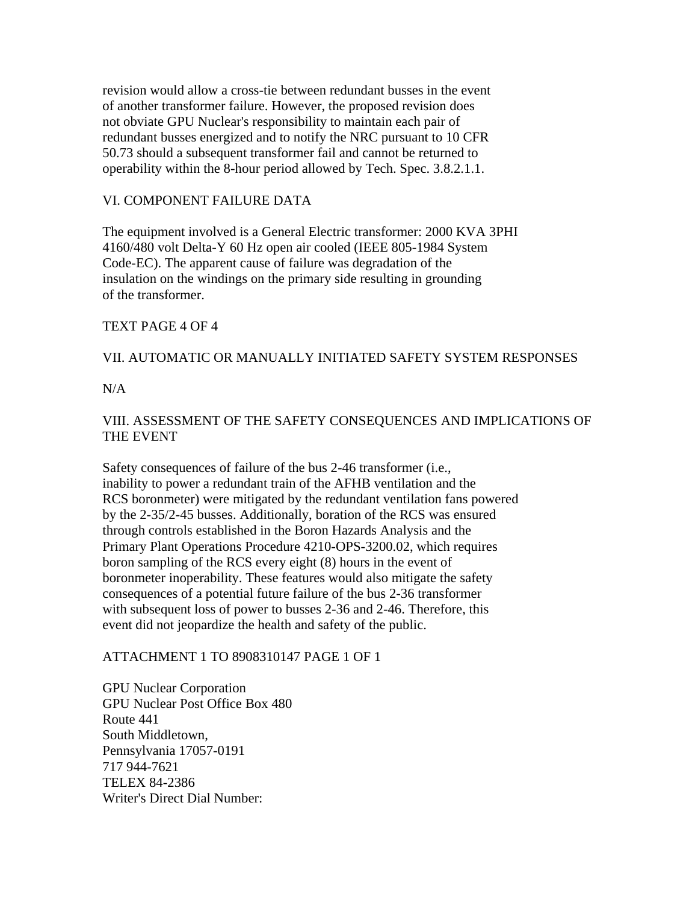revision would allow a cross-tie between redundant busses in the event of another transformer failure. However, the proposed revision does not obviate GPU Nuclear's responsibility to maintain each pair of redundant busses energized and to notify the NRC pursuant to 10 CFR 50.73 should a subsequent transformer fail and cannot be returned to operability within the 8-hour period allowed by Tech. Spec. 3.8.2.1.1.

## VI. COMPONENT FAILURE DATA

The equipment involved is a General Electric transformer: 2000 KVA 3PHI 4160/480 volt Delta-Y 60 Hz open air cooled (IEEE 805-1984 System Code-EC). The apparent cause of failure was degradation of the insulation on the windings on the primary side resulting in grounding of the transformer.

TEXT PAGE 4 OF 4

## VII. AUTOMATIC OR MANUALLY INITIATED SAFETY SYSTEM RESPONSES

N/A

## VIII. ASSESSMENT OF THE SAFETY CONSEQUENCES AND IMPLICATIONS OF THE EVENT

Safety consequences of failure of the bus 2-46 transformer (i.e., inability to power a redundant train of the AFHB ventilation and the RCS boronmeter) were mitigated by the redundant ventilation fans powered by the 2-35/2-45 busses. Additionally, boration of the RCS was ensured through controls established in the Boron Hazards Analysis and the Primary Plant Operations Procedure 4210-OPS-3200.02, which requires boron sampling of the RCS every eight (8) hours in the event of boronmeter inoperability. These features would also mitigate the safety consequences of a potential future failure of the bus 2-36 transformer with subsequent loss of power to busses 2-36 and 2-46. Therefore, this event did not jeopardize the health and safety of the public.

ATTACHMENT 1 TO 8908310147 PAGE 1 OF 1

GPU Nuclear Corporation
GPU Nuclear Post Office Box 480
Route 441
South Middletown,
Pennsylvania 17057-0191
717 944-7621
TELEX 84-2386
Writer's Direct Dial Number: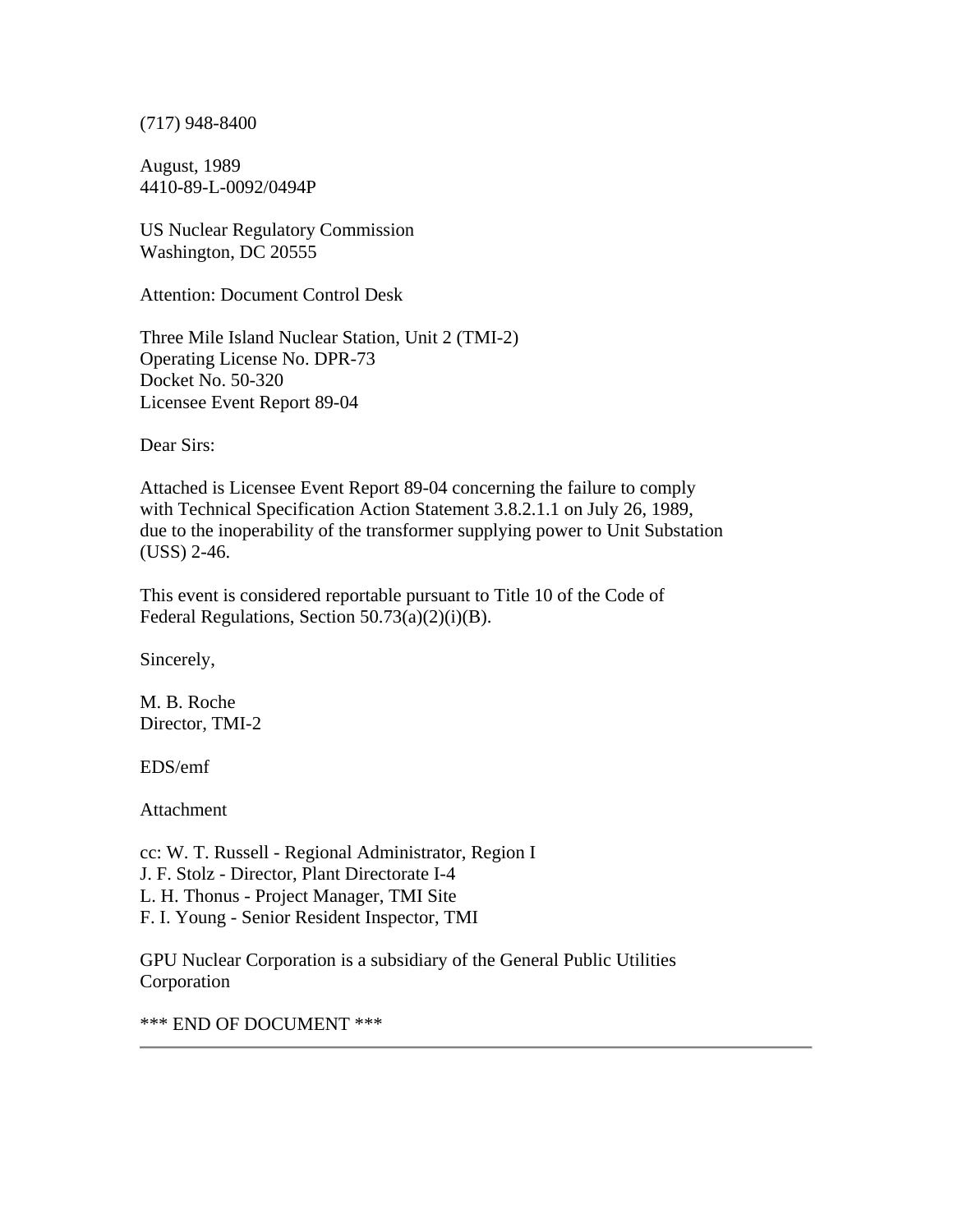(717) 948-8400

August, 1989
4410-89-L-0092/0494P

US Nuclear Regulatory Commission
Washington, DC 20555

Attention: Document Control Desk

Three Mile Island Nuclear Station, Unit 2 (TMI-2)
Operating License No. DPR-73
Docket No. 50-320
Licensee Event Report 89-04

Dear Sirs:

Attached is Licensee Event Report 89-04 concerning the failure to comply with Technical Specification Action Statement 3.8.2.1.1 on July 26, 1989, due to the inoperability of the transformer supplying power to Unit Substation (USS) 2-46.

This event is considered reportable pursuant to Title 10 of the Code of Federal Regulations, Section 50.73(a)(2)(i)(B).

Sincerely,

M. B. Roche
Director, TMI-2

EDS/emf

Attachment

cc: W. T. Russell - Regional Administrator, Region I
J. F. Stolz - Director, Plant Directorate I-4
L. H. Thonus - Project Manager, TMI Site
F. I. Young - Senior Resident Inspector, TMI

GPU Nuclear Corporation is a subsidiary of the General Public Utilities Corporation

*** END OF DOCUMENT ***